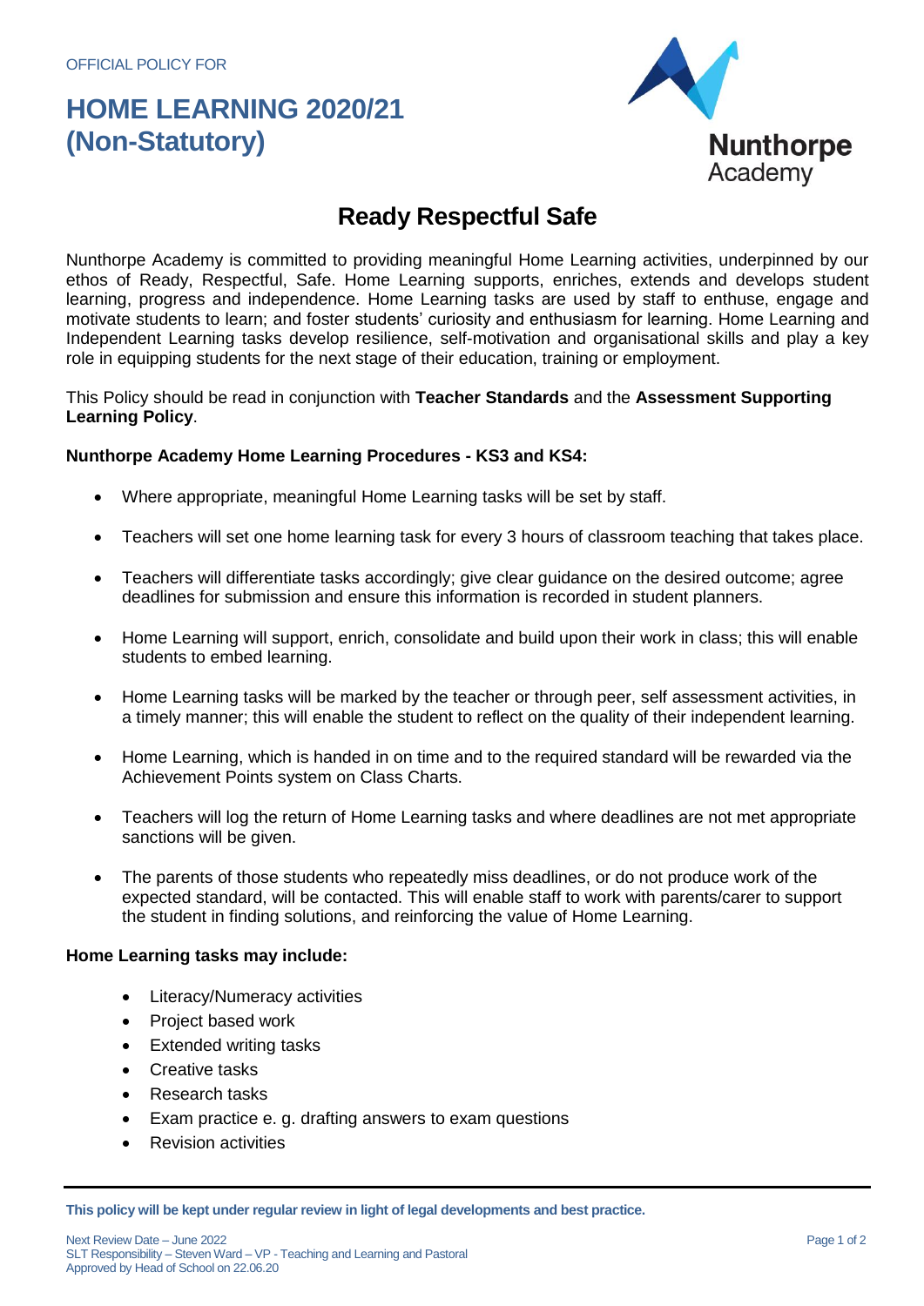OFFICIAL POLICY FOR

# HOME LEARNING 2020/21 (Non-Statutory)

Nunthorpe Academy

## Ready Respectful Safe

Nunthorpe Academy is committed to providing meaningful Home Learning activities, underpinned by our ethos of Ready, Respectful, Safe. Home Learning supports, enriches, extends and develops student learning, progress and independence. Home Learning tasks are used by staff to enthuse, engage and motivate students to learn; and foster students' curiosity and enthusiasm for learning. Home Learning and Independent Learning tasks develop resilience, self-motivation and organisational skills and play a key role in equipping students for the next stage of their education, training or employment.

This Policy should be read in conjunction with **Teacher Standards** and the **Assessment Supporting Learning Policy**.

**Nunthorpe Academy Home Learning Procedures - KS3 and KS4:**

- Where appropriate, meaningful Home Learning tasks will be set by staff.
- Teachers will set one home learning task for every 3 hours of classroom teaching that takes place.
- Teachers will differentiate tasks accordingly; give clear guidance on the desired outcome; agree deadlines for submission and ensure this information is recorded in student planners.
- Home Learning will support, enrich, consolidate and build upon their work in class; this will enable students to embed learning.
- Home Learning tasks will be marked by the teacher or through peer, self assessment activities, in a timely manner; this will enable the student to reflect on the quality of their independent learning.
- Home Learning, which is handed in on time and to the required standard will be rewarded via the Achievement Points system on Class Charts.
- Teachers will log the return of Home Learning tasks and where deadlines are not met appropriate sanctions will be given.
- The parents of those students who repeatedly miss deadlines, or do not produce work of the expected standard, will be contacted. This will enable staff to work with parents/carer to support the student in finding solutions, and reinforcing the value of Home Learning.

**Home Learning tasks may include:**

- Literacy/Numeracy activities
- Project based work
- Extended writing tasks
- Creative tasks
- Research tasks
- Exam practice e. g. drafting answers to exam questions
- Revision activities

**This policy will be kept under regular review in light of legal developments and best practice.**

Next Review Date – June 2022
SLT Responsibility – Steven Ward – VP - Teaching and Learning and Pastoral
Approved by Head of School on 22.06.20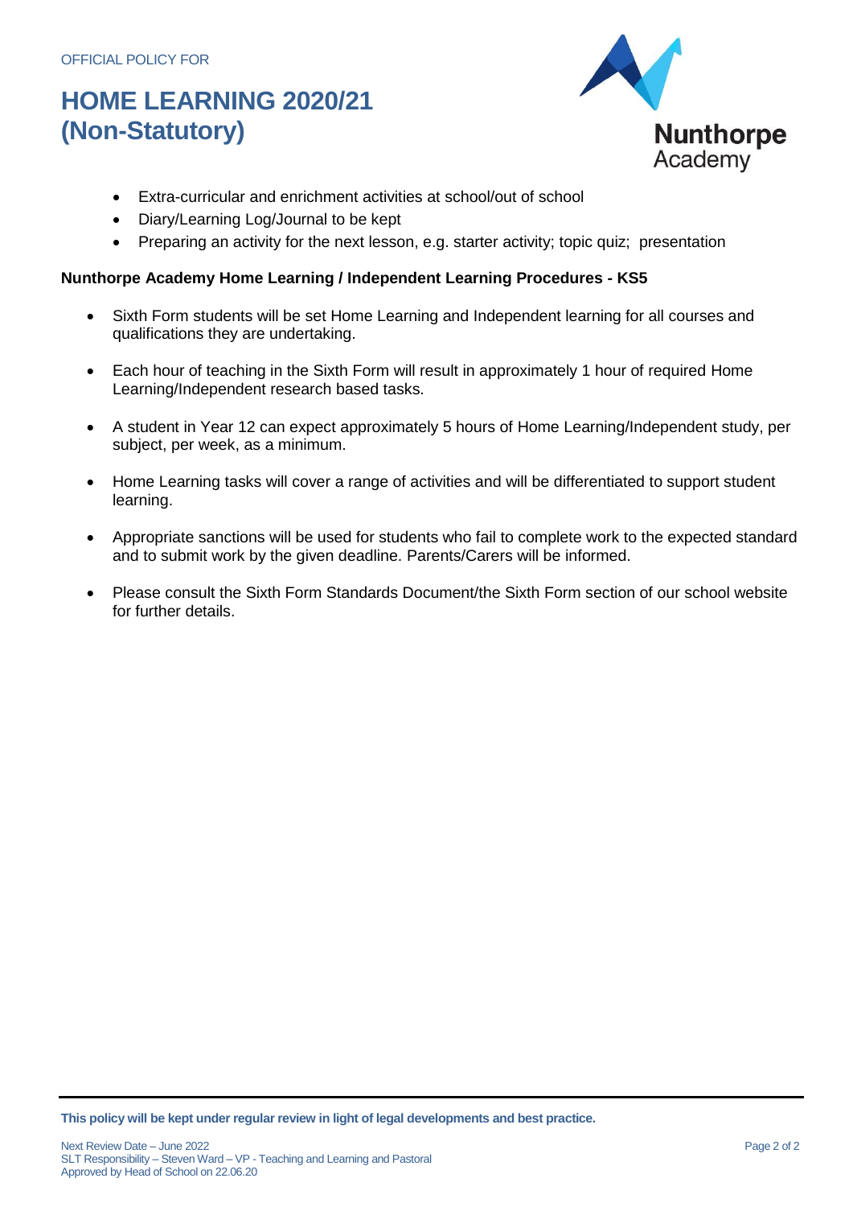- Extra-curricular and enrichment activities at school/out of school
- Diary/Learning Log/Journal to be kept
- Preparing an activity for the next lesson, e.g. starter activity; topic quiz; presentation

**Nunthorpe Academy Home Learning / Independent Learning Procedures - KS5**

- Sixth Form students will be set Home Learning and Independent learning for all courses and qualifications they are undertaking.
- Each hour of teaching in the Sixth Form will result in approximately 1 hour of required Home Learning/Independent research based tasks.
- A student in Year 12 can expect approximately 5 hours of Home Learning/Independent study, per subject, per week, as a minimum.
- Home Learning tasks will cover a range of activities and will be differentiated to support student learning.
- Appropriate sanctions will be used for students who fail to complete work to the expected standard and to submit work by the given deadline. Parents/Carers will be informed.
- Please consult the Sixth Form Standards Document/the Sixth Form section of our school website for further details.

**This policy will be kept under regular review in light of legal developments and best practice.**

Next Review Date – June 2022
SLT Responsibility – Steven Ward – VP - Teaching and Learning and Pastoral
Approved by Head of School on 22.06.20